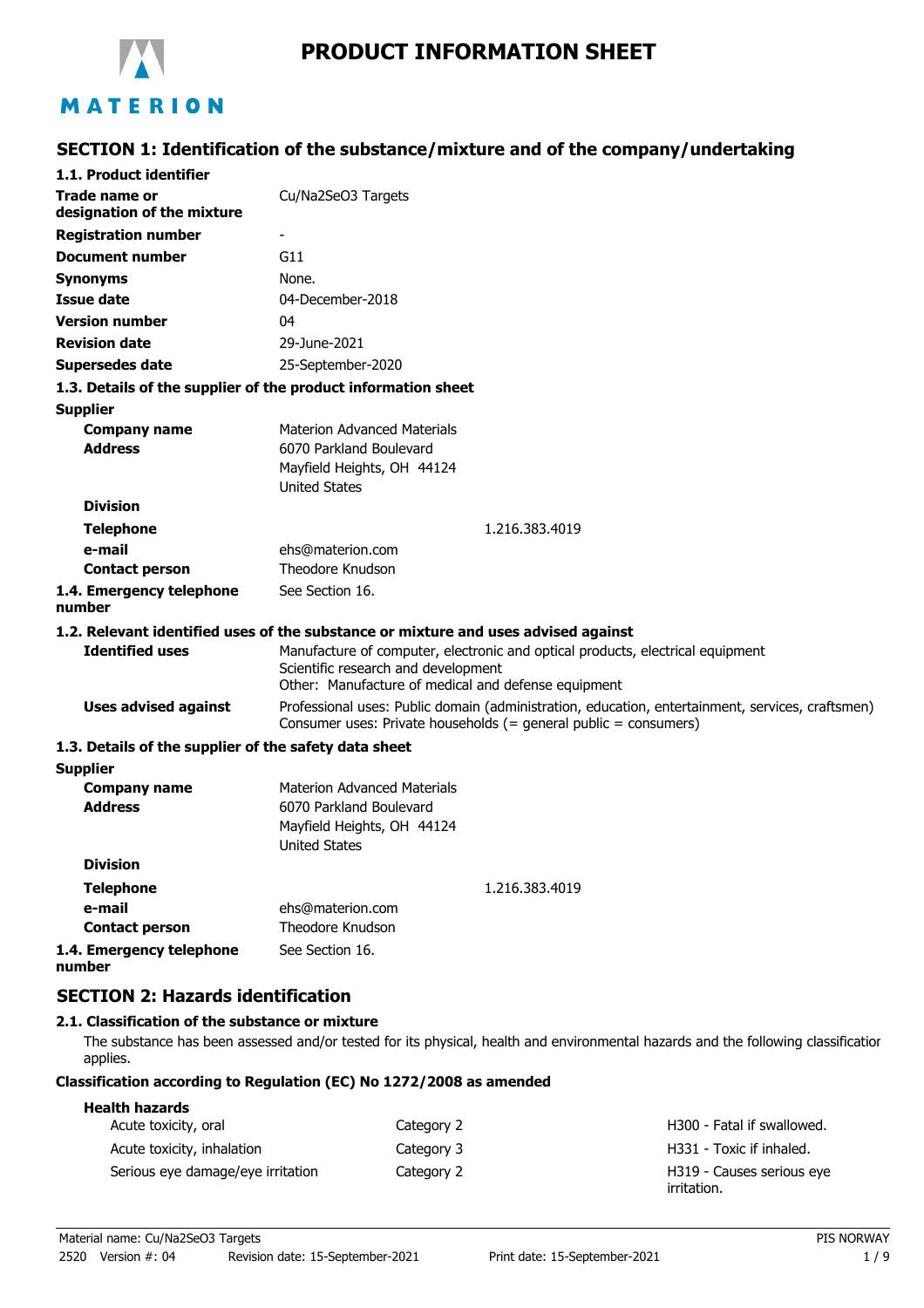# PRODUCT INFORMATION SHEET

## SECTION 1: Identification of the substance/mixture and of the company/undertaking

### 1.1. Product identifier

| | |
|---|---|
| **Trade name or designation of the mixture** | Cu/Na2SeO3 Targets |
| **Registration number** | - |
| **Document number** | G11 |
| **Synonyms** | None. |
| **Issue date** | 04-December-2018 |
| **Version number** | 04 |
| **Revision date** | 29-June-2021 |
| **Supersedes date** | 25-September-2020 |

### 1.3. Details of the supplier of the product information sheet

**Supplier**

| | |
|---|---|
| **Company name** | Materion Advanced Materials |
| **Address** | 6070 Parkland Boulevard<br>Mayfield Heights, OH 44124<br>United States |
| **Division** | |
| **Telephone** | 1.216.383.4019 |
| **e-mail** | ehs@materion.com |
| **Contact person** | Theodore Knudson |
| **1.4. Emergency telephone number** | See Section 16. |

### 1.2. Relevant identified uses of the substance or mixture and uses advised against

| | |
|---|---|
| **Identified uses** | Manufacture of computer, electronic and optical products, electrical equipment<br>Scientific research and development<br>Other: Manufacture of medical and defense equipment |
| **Uses advised against** | Professional uses: Public domain (administration, education, entertainment, services, craftsmen)<br>Consumer uses: Private households (= general public = consumers) |

### 1.3. Details of the supplier of the safety data sheet

**Supplier**

| | |
|---|---|
| **Company name** | Materion Advanced Materials |
| **Address** | 6070 Parkland Boulevard<br>Mayfield Heights, OH 44124<br>United States |
| **Division** | |
| **Telephone** | 1.216.383.4019 |
| **e-mail** | ehs@materion.com |
| **Contact person** | Theodore Knudson |
| **1.4. Emergency telephone number** | See Section 16. |

## SECTION 2: Hazards identification

### 2.1. Classification of the substance or mixture

The substance has been assessed and/or tested for its physical, health and environmental hazards and the following classification applies.

**Classification according to Regulation (EC) No 1272/2008 as amended**

**Health hazards**

| | | |
|---|---|---|
| Acute toxicity, oral | Category 2 | H300 - Fatal if swallowed. |
| Acute toxicity, inhalation | Category 3 | H331 - Toxic if inhaled. |
| Serious eye damage/eye irritation | Category 2 | H319 - Causes serious eye irritation. |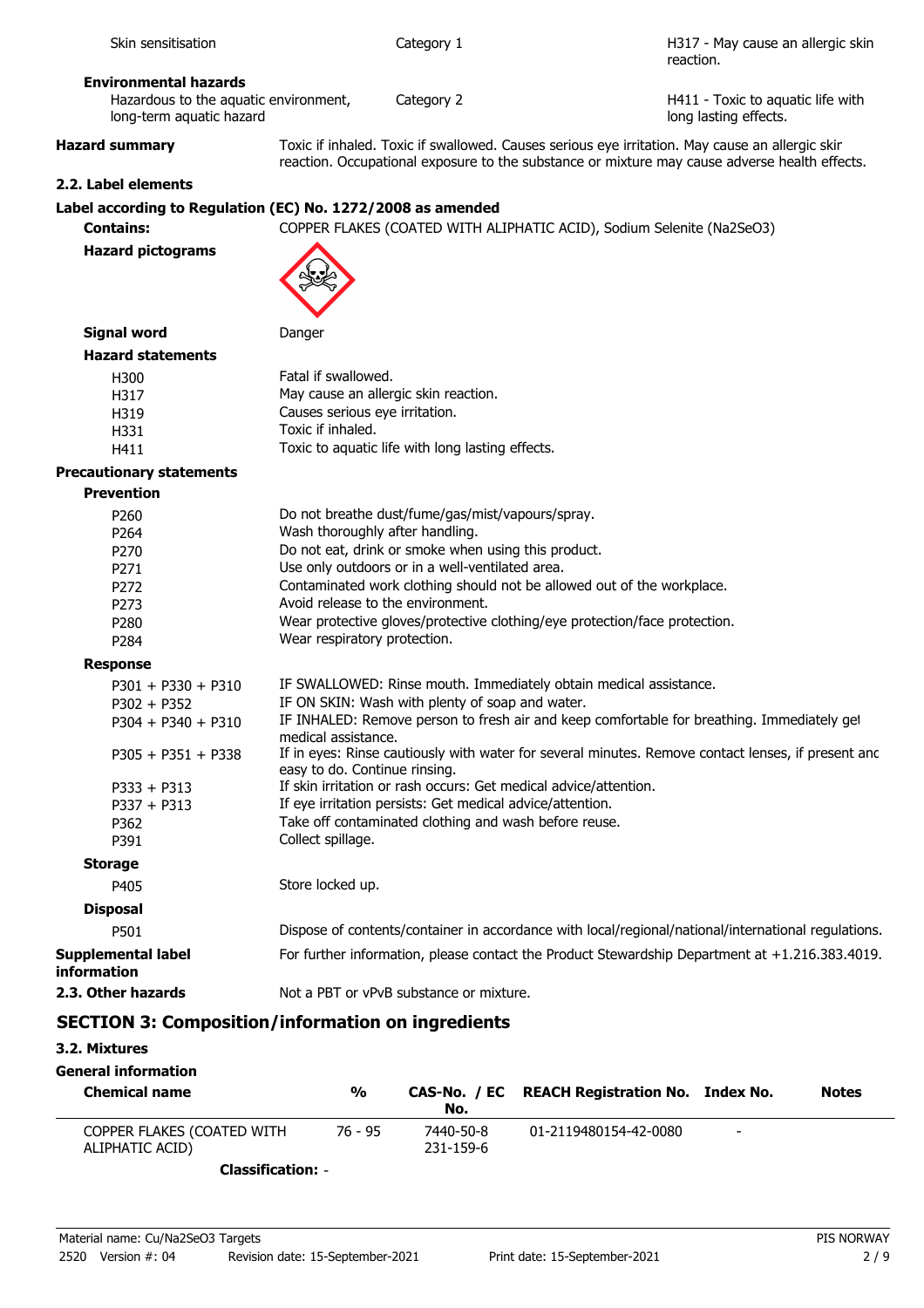| | | |
|---|---|---|
| Skin sensitisation | Category 1 | H317 - May cause an allergic skin reaction. |

**Environmental hazards**

| | | |
|---|---|---|
| Hazardous to the aquatic environment, long-term aquatic hazard | Category 2 | H411 - Toxic to aquatic life with long lasting effects. |

**Hazard summary** Toxic if inhaled. Toxic if swallowed. Causes serious eye irritation. May cause an allergic skir reaction. Occupational exposure to the substance or mixture may cause adverse health effects.

### 2.2. Label elements

**Label according to Regulation (EC) No. 1272/2008 as amended**

**Contains:** COPPER FLAKES (COATED WITH ALIPHATIC ACID), Sodium Selenite ($Na_2SeO_3$)

**Hazard pictograms**

**Signal word** Danger

**Hazard statements**

| | |
|---|---|
| H300 | Fatal if swallowed. |
| H317 | May cause an allergic skin reaction. |
| H319 | Causes serious eye irritation. |
| H331 | Toxic if inhaled. |
| H411 | Toxic to aquatic life with long lasting effects. |

**Precautionary statements**

**Prevention**

| | |
|---|---|
| P260 | Do not breathe dust/fume/gas/mist/vapours/spray. |
| P264 | Wash thoroughly after handling. |
| P270 | Do not eat, drink or smoke when using this product. |
| P271 | Use only outdoors or in a well-ventilated area. |
| P272 | Contaminated work clothing should not be allowed out of the workplace. |
| P273 | Avoid release to the environment. |
| P280 | Wear protective gloves/protective clothing/eye protection/face protection. |
| P284 | Wear respiratory protection. |

**Response**

| | |
|---|---|
| P301 + P330 + P310 | IF SWALLOWED: Rinse mouth. Immediately obtain medical assistance. |
| P302 + P352 | IF ON SKIN: Wash with plenty of soap and water. |
| P304 + P340 + P310 | IF INHALED: Remove person to fresh air and keep comfortable for breathing. Immediately get medical assistance. |
| P305 + P351 + P338 | If in eyes: Rinse cautiously with water for several minutes. Remove contact lenses, if present and easy to do. Continue rinsing. |
| P333 + P313 | If skin irritation or rash occurs: Get medical advice/attention. |
| P337 + P313 | If eye irritation persists: Get medical advice/attention. |
| P362 | Take off contaminated clothing and wash before reuse. |
| P391 | Collect spillage. |

**Storage**

| | |
|---|---|
| P405 | Store locked up. |

**Disposal**

| | |
|---|---|
| P501 | Dispose of contents/container in accordance with local/regional/national/international regulations. |

**Supplemental label information** For further information, please contact the Product Stewardship Department at +1.216.383.4019.

**2.3. Other hazards** Not a PBT or vPvB substance or mixture.

## SECTION 3: Composition/information on ingredients

### 3.2. Mixtures

**General information**

| Chemical name | % | CAS-No. / EC No. | REACH Registration No. | Index No. | Notes |
|---|---|---|---|---|---|
| COPPER FLAKES (COATED WITH ALIPHATIC ACID) | 76 - 95 | 7440-50-8<br>231-159-6 | 01-2119480154-42-0080 | - | |

**Classification:** -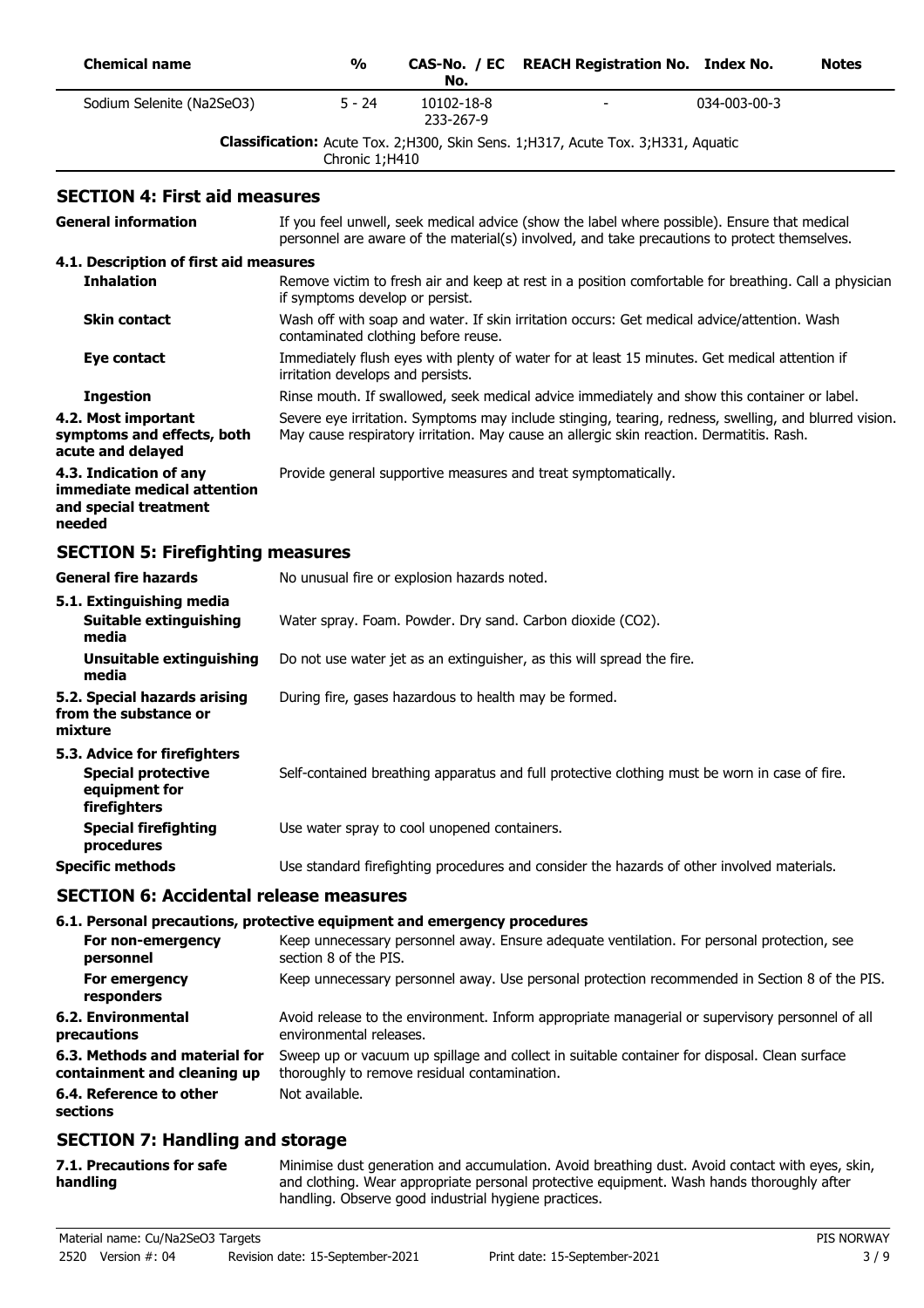| Chemical name | % | CAS-No. / EC No. | REACH Registration No. | Index No. | Notes |
|---|---|---|---|---|---|
| Sodium Selenite (Na2SeO3) | 5 - 24 | 10102-18-8 233-267-9 | - | 034-003-00-3 | |
| **Classification:** Acute Tox. 2;H300, Skin Sens. 1;H317, Acute Tox. 3;H331, Aquatic Chronic 1;H410 | | | | | |

## SECTION 4: First aid measures

**General information**
If you feel unwell, seek medical advice (show the label where possible). Ensure that medical personnel are aware of the material(s) involved, and take precautions to protect themselves.

### 4.1. Description of first aid measures

**Inhalation**
Remove victim to fresh air and keep at rest in a position comfortable for breathing. Call a physician if symptoms develop or persist.

**Skin contact**
Wash off with soap and water. If skin irritation occurs: Get medical advice/attention. Wash contaminated clothing before reuse.

**Eye contact**
Immediately flush eyes with plenty of water for at least 15 minutes. Get medical attention if irritation develops and persists.

**Ingestion**
Rinse mouth. If swallowed, seek medical advice immediately and show this container or label.

**4.2. Most important symptoms and effects, both acute and delayed**
Severe eye irritation. Symptoms may include stinging, tearing, redness, swelling, and blurred vision. May cause respiratory irritation. May cause an allergic skin reaction. Dermatitis. Rash.

**4.3. Indication of any immediate medical attention and special treatment needed**
Provide general supportive measures and treat symptomatically.

## SECTION 5: Firefighting measures

**General fire hazards**
No unusual fire or explosion hazards noted.

### 5.1. Extinguishing media

**Suitable extinguishing media**
Water spray. Foam. Powder. Dry sand. Carbon dioxide ($CO_2$).

**Unsuitable extinguishing media**
Do not use water jet as an extinguisher, as this will spread the fire.

**5.2. Special hazards arising from the substance or mixture**
During fire, gases hazardous to health may be formed.

### 5.3. Advice for firefighters

**Special protective equipment for firefighters**
Self-contained breathing apparatus and full protective clothing must be worn in case of fire.

**Special firefighting procedures**
Use water spray to cool unopened containers.

**Specific methods**
Use standard firefighting procedures and consider the hazards of other involved materials.

## SECTION 6: Accidental release measures

### 6.1. Personal precautions, protective equipment and emergency procedures

**For non-emergency personnel**
Keep unnecessary personnel away. Ensure adequate ventilation. For personal protection, see section 8 of the PIS.

**For emergency responders**
Keep unnecessary personnel away. Use personal protection recommended in Section 8 of the PIS.

**6.2. Environmental precautions**
Avoid release to the environment. Inform appropriate managerial or supervisory personnel of all environmental releases.

**6.3. Methods and material for containment and cleaning up**
Sweep up or vacuum up spillage and collect in suitable container for disposal. Clean surface thoroughly to remove residual contamination.

**6.4. Reference to other sections**
Not available.

## SECTION 7: Handling and storage

**7.1. Precautions for safe handling**
Minimise dust generation and accumulation. Avoid breathing dust. Avoid contact with eyes, skin, and clothing. Wear appropriate personal protective equipment. Wash hands thoroughly after handling. Observe good industrial hygiene practices.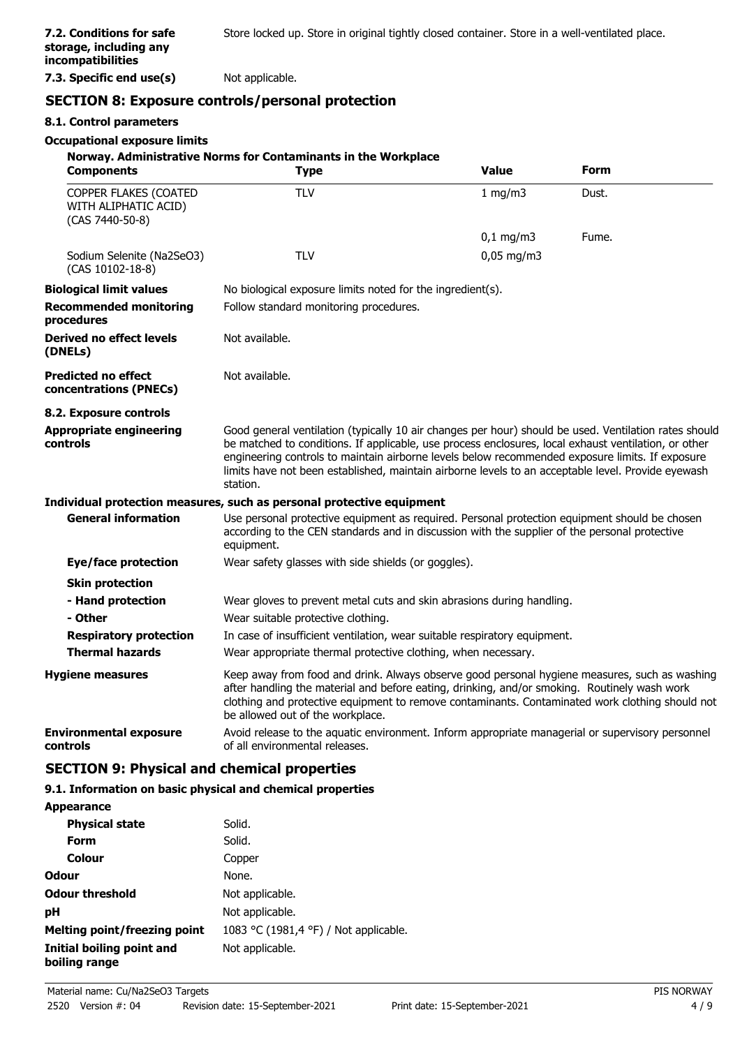**7.2. Conditions for safe storage, including any incompatibilities**

Store locked up. Store in original tightly closed container. Store in a well-ventilated place.

**7.3. Specific end use(s)** Not applicable.

## SECTION 8: Exposure controls/personal protection

### 8.1. Control parameters

**Occupational exposure limits**

**Norway. Administrative Norms for Contaminants in the Workplace**

| Components | Type | Value | Form |
|---|---|---|---|
| COPPER FLAKES (COATED WITH ALIPHATIC ACID) (CAS 7440-50-8) | TLV | 1 mg/m3 | Dust. |
| | | 0,1 mg/m3 | Fume. |
| Sodium Selenite (Na2SeO3) (CAS 10102-18-8) | TLV | 0,05 mg/m3 | |

**Biological limit values** No biological exposure limits noted for the ingredient(s).

**Recommended monitoring procedures** Follow standard monitoring procedures.

**Derived no effect levels (DNELs)** Not available.

**Predicted no effect concentrations (PNECs)** Not available.

### 8.2. Exposure controls

**Appropriate engineering controls** Good general ventilation (typically 10 air changes per hour) should be used. Ventilation rates should be matched to conditions. If applicable, use process enclosures, local exhaust ventilation, or other engineering controls to maintain airborne levels below recommended exposure limits. If exposure limits have not been established, maintain airborne levels to an acceptable level. Provide eyewash station.

**Individual protection measures, such as personal protective equipment**

**General information** Use personal protective equipment as required. Personal protection equipment should be chosen according to the CEN standards and in discussion with the supplier of the personal protective equipment.

**Eye/face protection** Wear safety glasses with side shields (or goggles).

**Skin protection**

**- Hand protection** Wear gloves to prevent metal cuts and skin abrasions during handling.

**- Other** Wear suitable protective clothing.

**Respiratory protection** In case of insufficient ventilation, wear suitable respiratory equipment.

**Thermal hazards** Wear appropriate thermal protective clothing, when necessary.

**Hygiene measures** Keep away from food and drink. Always observe good personal hygiene measures, such as washing after handling the material and before eating, drinking, and/or smoking. Routinely wash work clothing and protective equipment to remove contaminants. Contaminated work clothing should not be allowed out of the workplace.

**Environmental exposure controls** Avoid release to the aquatic environment. Inform appropriate managerial or supervisory personnel of all environmental releases.

## SECTION 9: Physical and chemical properties

### 9.1. Information on basic physical and chemical properties

**Appearance**

**Physical state** Solid.

**Form** Solid.

**Colour** Copper

**Odour** None.

**Odour threshold** Not applicable.

**pH** Not applicable.

**Melting point/freezing point** 1083 °C (1981,4 °F) / Not applicable.

**Initial boiling point and boiling range** Not applicable.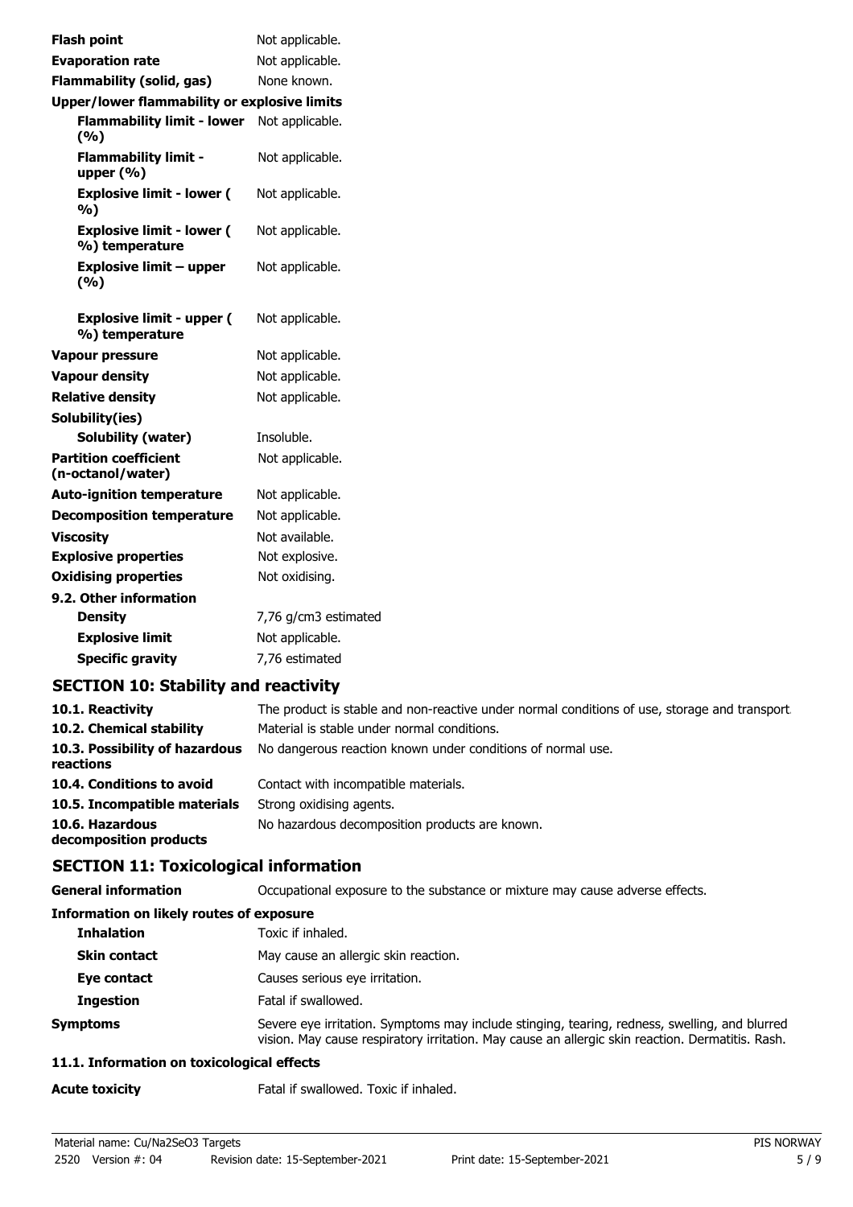| | |
|---|---|
| **Flash point** | Not applicable. |
| **Evaporation rate** | Not applicable. |
| **Flammability (solid, gas)** | None known. |
| **Upper/lower flammability or explosive limits** | |
| **Flammability limit - lower (%)** | Not applicable. |
| **Flammability limit - upper (%)** | Not applicable. |
| **Explosive limit - lower (%)** | Not applicable. |
| **Explosive limit - lower (%) temperature** | Not applicable. |
| **Explosive limit – upper (%)** | Not applicable. |
| **Explosive limit - upper (%) temperature** | Not applicable. |
| **Vapour pressure** | Not applicable. |
| **Vapour density** | Not applicable. |
| **Relative density** | Not applicable. |
| **Solubility(ies)** | |
| **Solubility (water)** | Insoluble. |
| **Partition coefficient (n-octanol/water)** | Not applicable. |
| **Auto-ignition temperature** | Not applicable. |
| **Decomposition temperature** | Not applicable. |
| **Viscosity** | Not available. |
| **Explosive properties** | Not explosive. |
| **Oxidising properties** | Not oxidising. |
| **9.2. Other information** | |
| **Density** | 7,76 g/cm3 estimated |
| **Explosive limit** | Not applicable. |
| **Specific gravity** | 7,76 estimated |

## SECTION 10: Stability and reactivity

| | |
|---|---|
| **10.1. Reactivity** | The product is stable and non-reactive under normal conditions of use, storage and transport. |
| **10.2. Chemical stability** | Material is stable under normal conditions. |
| **10.3. Possibility of hazardous reactions** | No dangerous reaction known under conditions of normal use. |
| **10.4. Conditions to avoid** | Contact with incompatible materials. |
| **10.5. Incompatible materials** | Strong oxidising agents. |
| **10.6. Hazardous decomposition products** | No hazardous decomposition products are known. |

## SECTION 11: Toxicological information

| | |
|---|---|
| **General information** | Occupational exposure to the substance or mixture may cause adverse effects. |
| **Information on likely routes of exposure** | |
| **Inhalation** | Toxic if inhaled. |
| **Skin contact** | May cause an allergic skin reaction. |
| **Eye contact** | Causes serious eye irritation. |
| **Ingestion** | Fatal if swallowed. |
| **Symptoms** | Severe eye irritation. Symptoms may include stinging, tearing, redness, swelling, and blurred vision. May cause respiratory irritation. May cause an allergic skin reaction. Dermatitis. Rash. |

### 11.1. Information on toxicological effects

| | |
|---|---|
| **Acute toxicity** | Fatal if swallowed. Toxic if inhaled. |

Material name: Cu/Na2SeO3 Targets
2520 Version #: 04 Revision date: 15-September-2021 Print date: 15-September-2021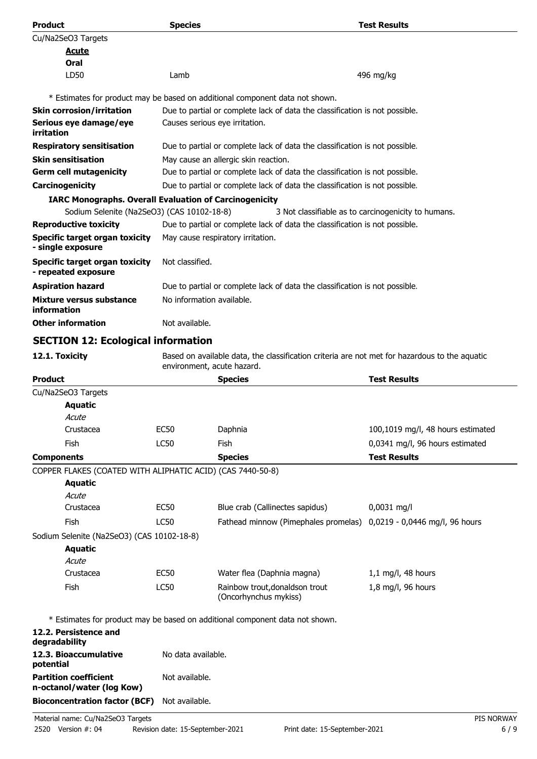| Product | Species | Test Results |
|---|---|---|
| Cu/Na2SeO3 Targets | | |
| **Acute** | | |
| **Oral** | | |
| LD50 | Lamb | 496 mg/kg |

* Estimates for product may be based on additional component data not shown.

| | |
|---|---|
| **Skin corrosion/irritation** | Due to partial or complete lack of data the classification is not possible. |
| **Serious eye damage/eye irritation** | Causes serious eye irritation. |
| **Respiratory sensitisation** | Due to partial or complete lack of data the classification is not possible. |
| **Skin sensitisation** | May cause an allergic skin reaction. |
| **Germ cell mutagenicity** | Due to partial or complete lack of data the classification is not possible. |
| **Carcinogenicity** | Due to partial or complete lack of data the classification is not possible. |

**IARC Monographs. Overall Evaluation of Carcinogenicity**

Sodium Selenite (Na2SeO3) (CAS 10102-18-8) — 3 Not classifiable as to carcinogenicity to humans.

| | |
|---|---|
| **Reproductive toxicity** | Due to partial or complete lack of data the classification is not possible. |
| **Specific target organ toxicity - single exposure** | May cause respiratory irritation. |
| **Specific target organ toxicity - repeated exposure** | Not classified. |
| **Aspiration hazard** | Due to partial or complete lack of data the classification is not possible. |
| **Mixture versus substance information** | No information available. |
| **Other information** | Not available. |

## SECTION 12: Ecological information

**12.1. Toxicity** — Based on available data, the classification criteria are not met for hazardous to the aquatic environment, acute hazard.

| Product | | Species | Test Results |
|---|---|---|---|
| Cu/Na2SeO3 Targets | | | |
| **Aquatic** | | | |
| *Acute* | | | |
| Crustacea | EC50 | Daphnia | 100,1019 mg/l, 48 hours estimated |
| Fish | LC50 | Fish | 0,0341 mg/l, 96 hours estimated |
| **Components** | | **Species** | **Test Results** |
| COPPER FLAKES (COATED WITH ALIPHATIC ACID) (CAS 7440-50-8) | | | |
| **Aquatic** | | | |
| *Acute* | | | |
| Crustacea | EC50 | Blue crab (Callinectes sapidus) | 0,0031 mg/l |
| Fish | LC50 | Fathead minnow (Pimephales promelas) | 0,0219 - 0,0446 mg/l, 96 hours |
| Sodium Selenite (Na2SeO3) (CAS 10102-18-8) | | | |
| **Aquatic** | | | |
| *Acute* | | | |
| Crustacea | EC50 | Water flea (Daphnia magna) | 1,1 mg/l, 48 hours |
| Fish | LC50 | Rainbow trout,donaldson trout (Oncorhynchus mykiss) | 1,8 mg/l, 96 hours |

* Estimates for product may be based on additional component data not shown.

| | |
|---|---|
| **12.2. Persistence and degradability** | |
| **12.3. Bioaccumulative potential** | No data available. |
| **Partition coefficient n-octanol/water (log Kow)** | Not available. |
| **Bioconcentration factor (BCF)** | Not available. |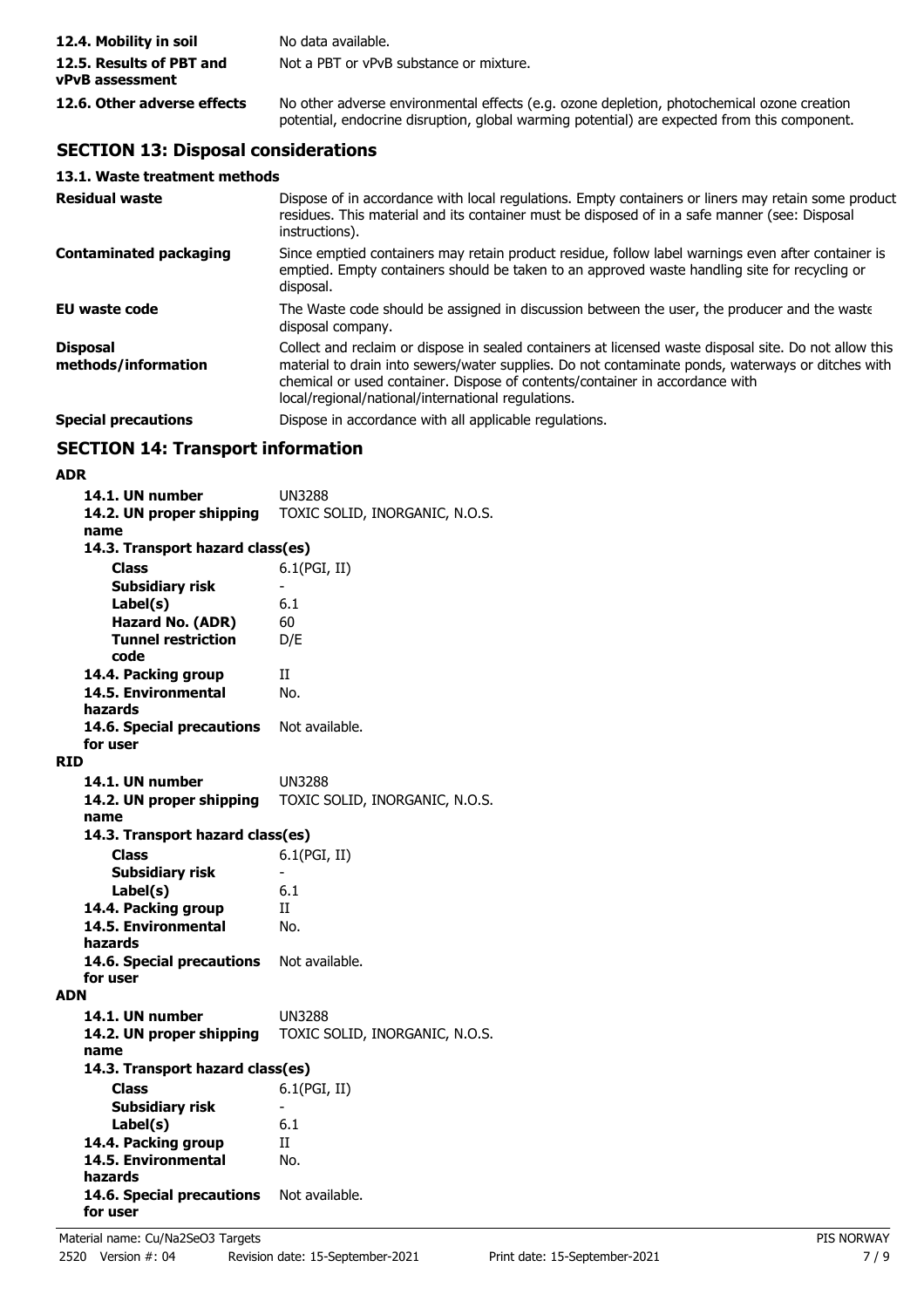| | |
|---|---|
| **12.4. Mobility in soil** | No data available. |
| **12.5. Results of PBT and vPvB assessment** | Not a PBT or vPvB substance or mixture. |
| **12.6. Other adverse effects** | No other adverse environmental effects (e.g. ozone depletion, photochemical ozone creation potential, endocrine disruption, global warming potential) are expected from this component. |

## SECTION 13: Disposal considerations

### 13.1. Waste treatment methods

| | |
|---|---|
| **Residual waste** | Dispose of in accordance with local regulations. Empty containers or liners may retain some product residues. This material and its container must be disposed of in a safe manner (see: Disposal instructions). |
| **Contaminated packaging** | Since emptied containers may retain product residue, follow label warnings even after container is emptied. Empty containers should be taken to an approved waste handling site for recycling or disposal. |
| **EU waste code** | The Waste code should be assigned in discussion between the user, the producer and the waste disposal company. |
| **Disposal methods/information** | Collect and reclaim or dispose in sealed containers at licensed waste disposal site. Do not allow this material to drain into sewers/water supplies. Do not contaminate ponds, waterways or ditches with chemical or used container. Dispose of contents/container in accordance with local/regional/national/international regulations. |
| **Special precautions** | Dispose in accordance with all applicable regulations. |

## SECTION 14: Transport information

**ADR**

| | |
|---|---|
| **14.1. UN number** | UN3288 |
| **14.2. UN proper shipping name** | TOXIC SOLID, INORGANIC, N.O.S. |
| **14.3. Transport hazard class(es)** | |
| **Class** | 6.1(PGI, II) |
| **Subsidiary risk** | - |
| **Label(s)** | 6.1 |
| **Hazard No. (ADR)** | 60 |
| **Tunnel restriction code** | D/E |
| **14.4. Packing group** | II |
| **14.5. Environmental hazards** | No. |
| **14.6. Special precautions for user** | Not available. |

**RID**

| | |
|---|---|
| **14.1. UN number** | UN3288 |
| **14.2. UN proper shipping name** | TOXIC SOLID, INORGANIC, N.O.S. |
| **14.3. Transport hazard class(es)** | |
| **Class** | 6.1(PGI, II) |
| **Subsidiary risk** | - |
| **Label(s)** | 6.1 |
| **14.4. Packing group** | II |
| **14.5. Environmental hazards** | No. |
| **14.6. Special precautions for user** | Not available. |

**ADN**

| | |
|---|---|
| **14.1. UN number** | UN3288 |
| **14.2. UN proper shipping name** | TOXIC SOLID, INORGANIC, N.O.S. |
| **14.3. Transport hazard class(es)** | |
| **Class** | 6.1(PGI, II) |
| **Subsidiary risk** | - |
| **Label(s)** | 6.1 |
| **14.4. Packing group** | II |
| **14.5. Environmental hazards** | No. |
| **14.6. Special precautions for user** | Not available. |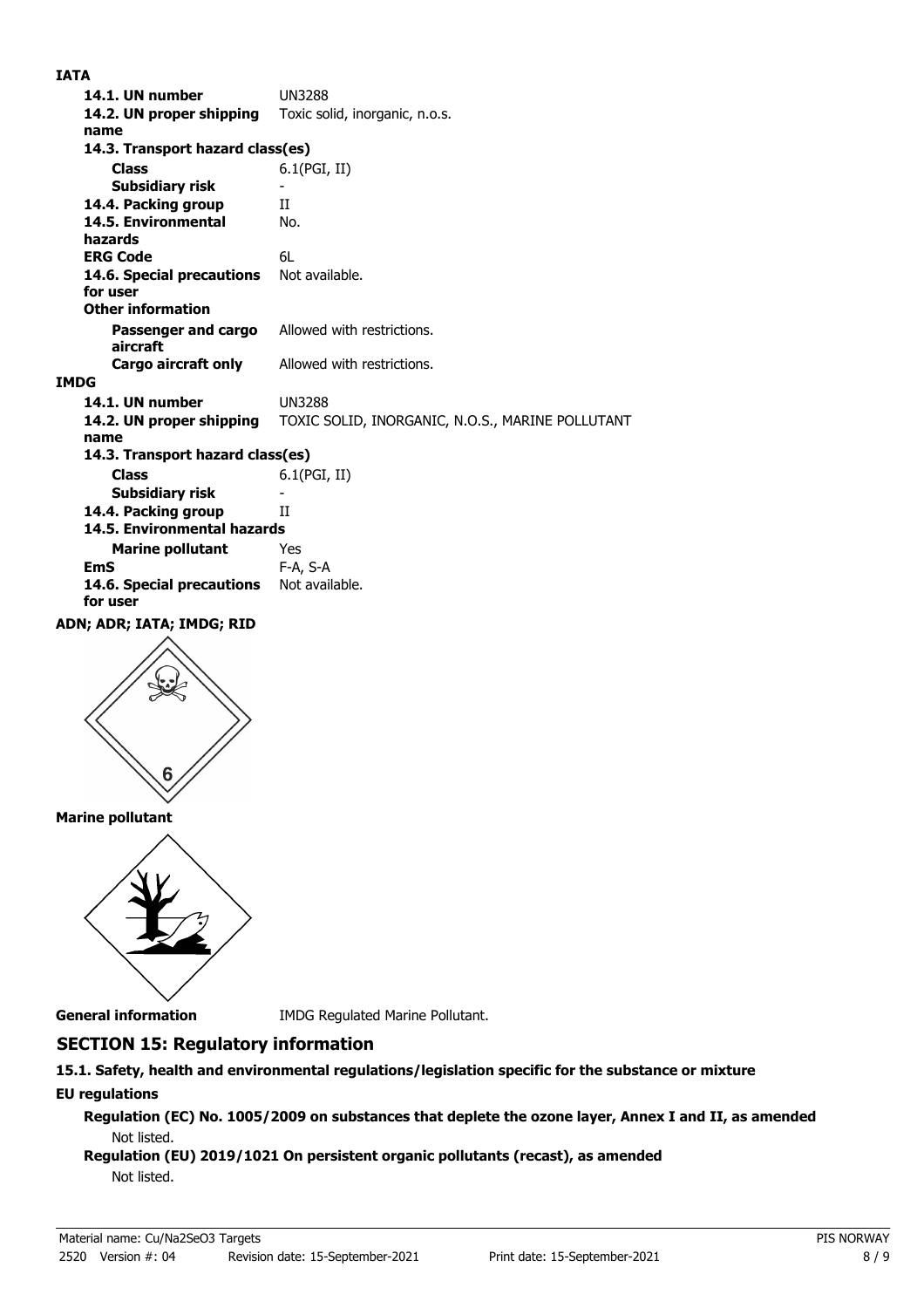**IATA**

| | |
|---|---|
| **14.1. UN number** | UN3288 |
| **14.2. UN proper shipping name** | Toxic solid, inorganic, n.o.s. |
| **14.3. Transport hazard class(es)** | |
| **Class** | 6.1(PGI, II) |
| **Subsidiary risk** | - |
| **14.4. Packing group** | II |
| **14.5. Environmental hazards** | No. |
| **ERG Code** | 6L |
| **14.6. Special precautions for user** | Not available. |
| **Other information** | |
| **Passenger and cargo aircraft** | Allowed with restrictions. |
| **Cargo aircraft only** | Allowed with restrictions. |

**IMDG**

| | |
|---|---|
| **14.1. UN number** | UN3288 |
| **14.2. UN proper shipping name** | TOXIC SOLID, INORGANIC, N.O.S., MARINE POLLUTANT |
| **14.3. Transport hazard class(es)** | |
| **Class** | 6.1(PGI, II) |
| **Subsidiary risk** | - |
| **14.4. Packing group** | II |
| **14.5. Environmental hazards** | |
| **Marine pollutant** | Yes |
| **EmS** | F-A, S-A |
| **14.6. Special precautions for user** | Not available. |

**ADN; ADR; IATA; IMDG; RID**

6

**Marine pollutant**

**General information** IMDG Regulated Marine Pollutant.

## SECTION 15: Regulatory information

### 15.1. Safety, health and environmental regulations/legislation specific for the substance or mixture

**EU regulations**

**Regulation (EC) No. 1005/2009 on substances that deplete the ozone layer, Annex I and II, as amended**

Not listed.

**Regulation (EU) 2019/1021 On persistent organic pollutants (recast), as amended**

Not listed.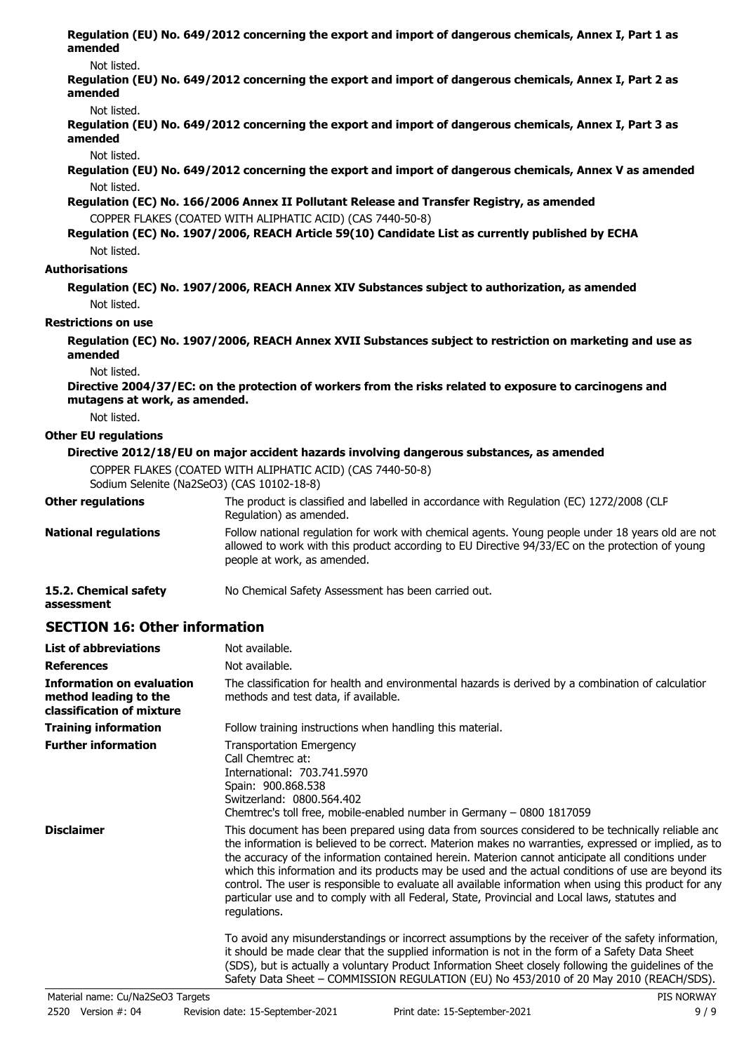**Regulation (EU) No. 649/2012 concerning the export and import of dangerous chemicals, Annex I, Part 1 as amended**

Not listed.

**Regulation (EU) No. 649/2012 concerning the export and import of dangerous chemicals, Annex I, Part 2 as amended**

Not listed.

**Regulation (EU) No. 649/2012 concerning the export and import of dangerous chemicals, Annex I, Part 3 as amended**

Not listed.

**Regulation (EU) No. 649/2012 concerning the export and import of dangerous chemicals, Annex V as amended**

Not listed.

**Regulation (EC) No. 166/2006 Annex II Pollutant Release and Transfer Registry, as amended**

COPPER FLAKES (COATED WITH ALIPHATIC ACID) (CAS 7440-50-8)

**Regulation (EC) No. 1907/2006, REACH Article 59(10) Candidate List as currently published by ECHA**

Not listed.

**Authorisations**

**Regulation (EC) No. 1907/2006, REACH Annex XIV Substances subject to authorization, as amended**

Not listed.

**Restrictions on use**

**Regulation (EC) No. 1907/2006, REACH Annex XVII Substances subject to restriction on marketing and use as amended**

Not listed.

**Directive 2004/37/EC: on the protection of workers from the risks related to exposure to carcinogens and mutagens at work, as amended.**

Not listed.

**Other EU regulations**

**Directive 2012/18/EU on major accident hazards involving dangerous substances, as amended**

COPPER FLAKES (COATED WITH ALIPHATIC ACID) (CAS 7440-50-8)
Sodium Selenite (Na2SeO3) (CAS 10102-18-8)

**Other regulations** The product is classified and labelled in accordance with Regulation (EC) 1272/2008 (CLP Regulation) as amended.

**National regulations** Follow national regulation for work with chemical agents. Young people under 18 years old are not allowed to work with this product according to EU Directive 94/33/EC on the protection of young people at work, as amended.

**15.2. Chemical safety assessment** No Chemical Safety Assessment has been carried out.

## SECTION 16: Other information

**List of abbreviations** Not available.

**References** Not available.

**Information on evaluation method leading to the classification of mixture** The classification for health and environmental hazards is derived by a combination of calculation methods and test data, if available.

**Training information** Follow training instructions when handling this material.

**Further information**
Transportation Emergency
Call Chemtrec at:
International: 703.741.5970
Spain: 900.868.538
Switzerland: 0800.564.402
Chemtrec's toll free, mobile-enabled number in Germany – 0800 1817059

**Disclaimer** This document has been prepared using data from sources considered to be technically reliable and the information is believed to be correct. Materion makes no warranties, expressed or implied, as to the accuracy of the information contained herein. Materion cannot anticipate all conditions under which this information and its products may be used and the actual conditions of use are beyond its control. The user is responsible to evaluate all available information when using this product for any particular use and to comply with all Federal, State, Provincial and Local laws, statutes and regulations.

To avoid any misunderstandings or incorrect assumptions by the receiver of the safety information, it should be made clear that the supplied information is not in the form of a Safety Data Sheet (SDS), but is actually a voluntary Product Information Sheet closely following the guidelines of the Safety Data Sheet – COMMISSION REGULATION (EU) No 453/2010 of 20 May 2010 (REACH/SDS).